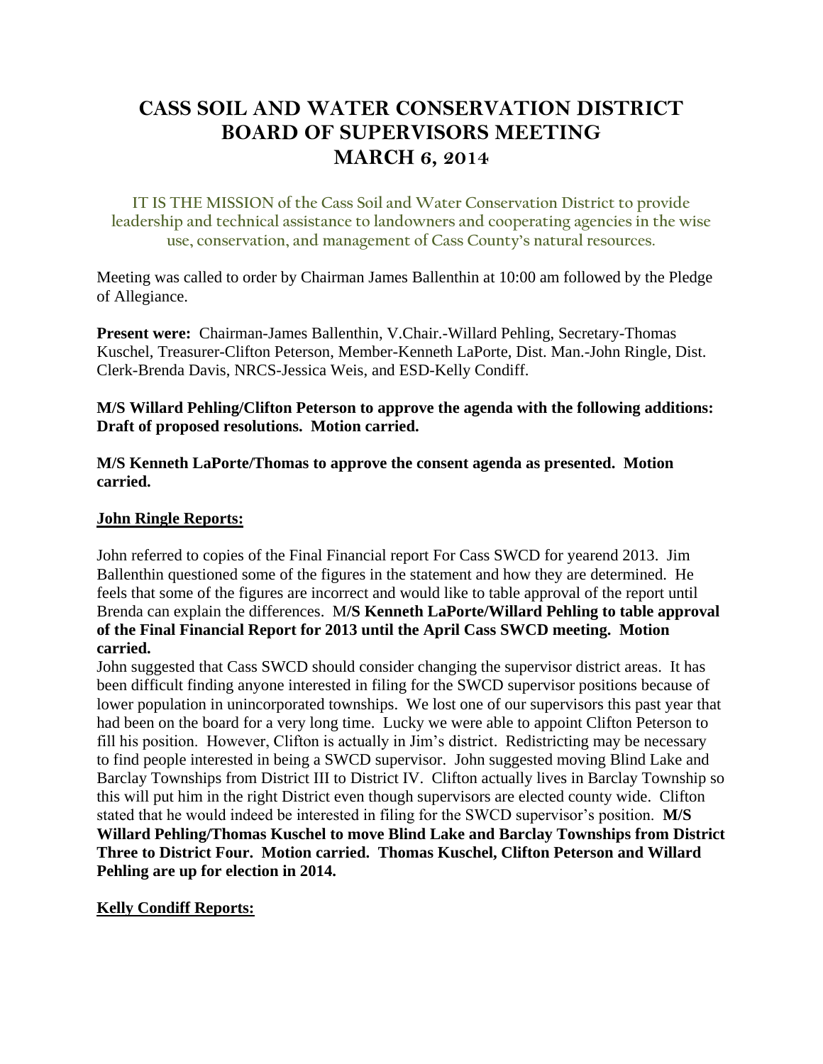# CASS SOIL AND WATER CONSERVATION DISTRICT
# BOARD OF SUPERVISORS MEETING
# MARCH 6, 2014

IT IS THE MISSION of the Cass Soil and Water Conservation District to provide leadership and technical assistance to landowners and cooperating agencies in the wise use, conservation, and management of Cass County's natural resources.

Meeting was called to order by Chairman James Ballenthin at 10:00 am followed by the Pledge of Allegiance.

**Present were:** Chairman-James Ballenthin, V.Chair.-Willard Pehling, Secretary-Thomas Kuschel, Treasurer-Clifton Peterson, Member-Kenneth LaPorte, Dist. Man.-John Ringle, Dist. Clerk-Brenda Davis, NRCS-Jessica Weis, and ESD-Kelly Condiff.

**M/S Willard Pehling/Clifton Peterson to approve the agenda with the following additions: Draft of proposed resolutions. Motion carried.**

**M/S Kenneth LaPorte/Thomas to approve the consent agenda as presented. Motion carried.**

**John Ringle Reports:**

John referred to copies of the Final Financial report For Cass SWCD for yearend 2013. Jim Ballenthin questioned some of the figures in the statement and how they are determined. He feels that some of the figures are incorrect and would like to table approval of the report until Brenda can explain the differences. M**/S Kenneth LaPorte/Willard Pehling to table approval of the Final Financial Report for 2013 until the April Cass SWCD meeting. Motion carried.**

John suggested that Cass SWCD should consider changing the supervisor district areas. It has been difficult finding anyone interested in filing for the SWCD supervisor positions because of lower population in unincorporated townships. We lost one of our supervisors this past year that had been on the board for a very long time. Lucky we were able to appoint Clifton Peterson to fill his position. However, Clifton is actually in Jim's district. Redistricting may be necessary to find people interested in being a SWCD supervisor. John suggested moving Blind Lake and Barclay Townships from District III to District IV. Clifton actually lives in Barclay Township so this will put him in the right District even though supervisors are elected county wide. Clifton stated that he would indeed be interested in filing for the SWCD supervisor's position. **M/S Willard Pehling/Thomas Kuschel to move Blind Lake and Barclay Townships from District Three to District Four. Motion carried. Thomas Kuschel, Clifton Peterson and Willard Pehling are up for election in 2014.**

**Kelly Condiff Reports:**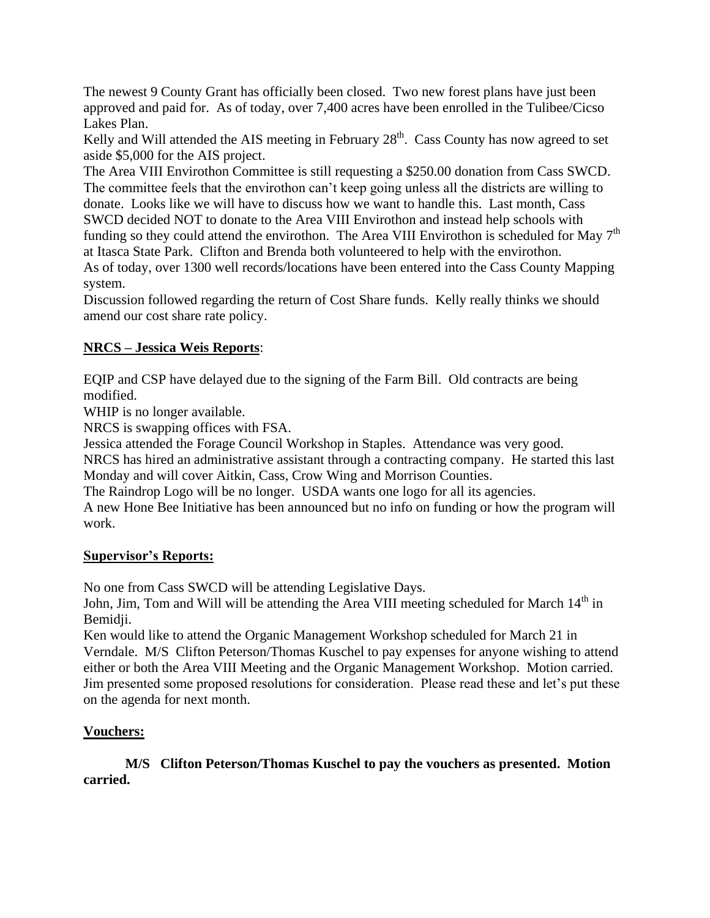The newest 9 County Grant has officially been closed. Two new forest plans have just been approved and paid for. As of today, over 7,400 acres have been enrolled in the Tulibee/Cicso Lakes Plan.

Kelly and Will attended the AIS meeting in February 28th. Cass County has now agreed to set aside $5,000 for the AIS project.

The Area VIII Envirothon Committee is still requesting a $250.00 donation from Cass SWCD. The committee feels that the envirothon can't keep going unless all the districts are willing to donate. Looks like we will have to discuss how we want to handle this. Last month, Cass SWCD decided NOT to donate to the Area VIII Envirothon and instead help schools with funding so they could attend the envirothon. The Area VIII Envirothon is scheduled for May 7th at Itasca State Park. Clifton and Brenda both volunteered to help with the envirothon.

As of today, over 1300 well records/locations have been entered into the Cass County Mapping system.

Discussion followed regarding the return of Cost Share funds. Kelly really thinks we should amend our cost share rate policy.

**NRCS – Jessica Weis Reports**:

EQIP and CSP have delayed due to the signing of the Farm Bill. Old contracts are being modified.

WHIP is no longer available.

NRCS is swapping offices with FSA.

Jessica attended the Forage Council Workshop in Staples. Attendance was very good.

NRCS has hired an administrative assistant through a contracting company. He started this last Monday and will cover Aitkin, Cass, Crow Wing and Morrison Counties.

The Raindrop Logo will be no longer. USDA wants one logo for all its agencies.

A new Hone Bee Initiative has been announced but no info on funding or how the program will work.

**Supervisor's Reports:**

No one from Cass SWCD will be attending Legislative Days.

John, Jim, Tom and Will will be attending the Area VIII meeting scheduled for March 14th in Bemidji.

Ken would like to attend the Organic Management Workshop scheduled for March 21 in Verndale. M/S Clifton Peterson/Thomas Kuschel to pay expenses for anyone wishing to attend either or both the Area VIII Meeting and the Organic Management Workshop. Motion carried.

Jim presented some proposed resolutions for consideration. Please read these and let's put these on the agenda for next month.

**Vouchers:**

**M/S Clifton Peterson/Thomas Kuschel to pay the vouchers as presented. Motion carried.**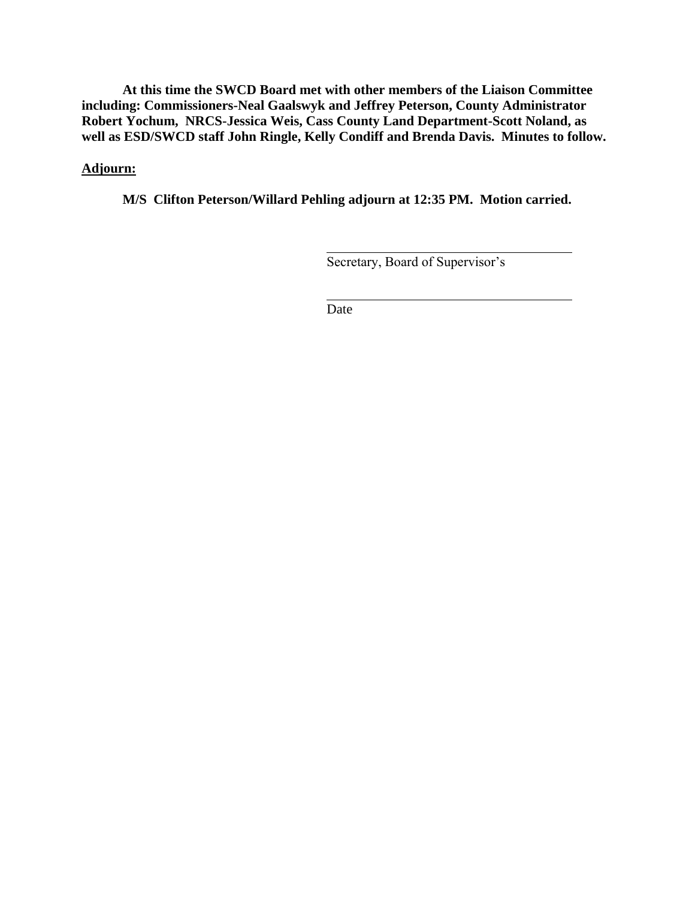**At this time the SWCD Board met with other members of the Liaison Committee including: Commissioners-Neal Gaalswyk and Jeffrey Peterson, County Administrator Robert Yochum, NRCS-Jessica Weis, Cass County Land Department-Scott Noland, as well as ESD/SWCD staff John Ringle, Kelly Condiff and Brenda Davis. Minutes to follow.**

**Adjourn:**

**M/S Clifton Peterson/Willard Pehling adjourn at 12:35 PM. Motion carried.**

\_\_\_\_\_\_\_\_\_\_\_\_\_\_\_\_\_\_\_\_\_\_\_\_\_\_\_\_\_\_\_\_\_\_\_\_\_\_
Secretary, Board of Supervisor's

\_\_\_\_\_\_\_\_\_\_\_\_\_\_\_\_\_\_\_\_\_\_\_\_\_\_\_\_\_\_\_\_\_\_\_\_\_\_
Date